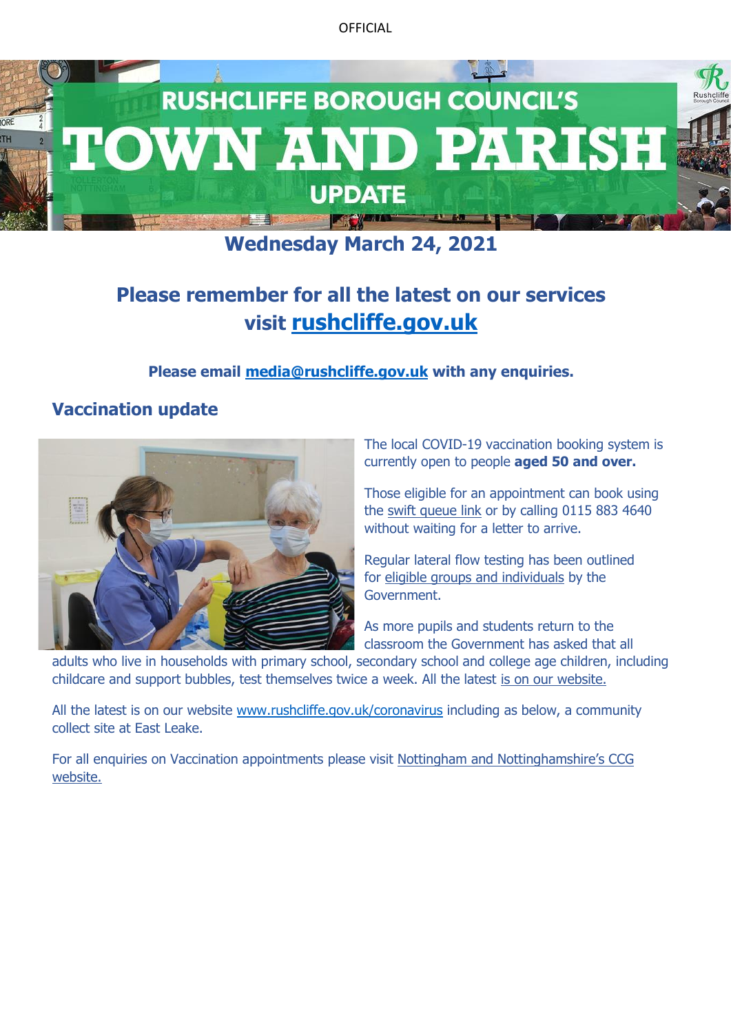OFFICIAL

# RUSHCLIFFE BOROUGH COUNCIL'S TOWN AND PARISH UPDATE

**Wednesday March 24, 2021**

## Please remember for all the latest on our services visit [rushcliffe.gov.uk](rushcliffe.gov.uk)

**Please email media@rushcliffe.gov.uk with any enquiries.**

## Vaccination update

The local COVID-19 vaccination booking system is currently open to people **aged 50 and over.**

Those eligible for an appointment can book using the swift queue link or by calling 0115 883 4640 without waiting for a letter to arrive.

Regular lateral flow testing has been outlined for eligible groups and individuals by the Government.

As more pupils and students return to the classroom the Government has asked that all adults who live in households with primary school, secondary school and college age children, including childcare and support bubbles, test themselves twice a week. All the latest is on our website.

All the latest is on our website www.rushcliffe.gov.uk/coronavirus including as below, a community collect site at East Leake.

For all enquiries on Vaccination appointments please visit Nottingham and Nottinghamshire's CCG website.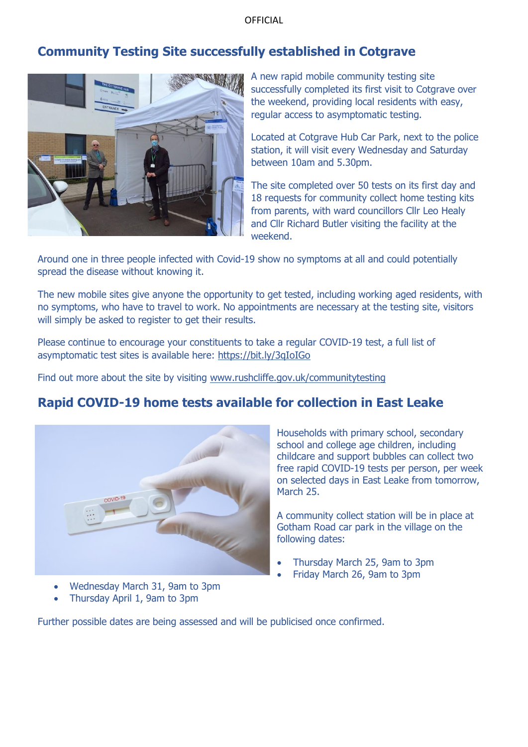## Community Testing Site successfully established in Cotgrave

A new rapid mobile community testing site successfully completed its first visit to Cotgrave over the weekend, providing local residents with easy, regular access to asymptomatic testing.

Located at Cotgrave Hub Car Park, next to the police station, it will visit every Wednesday and Saturday between 10am and 5.30pm.

The site completed over 50 tests on its first day and 18 requests for community collect home testing kits from parents, with ward councillors Cllr Leo Healy and Cllr Richard Butler visiting the facility at the weekend.

Around one in three people infected with Covid-19 show no symptoms at all and could potentially spread the disease without knowing it.

The new mobile sites give anyone the opportunity to get tested, including working aged residents, with no symptoms, who have to travel to work. No appointments are necessary at the testing site, visitors will simply be asked to register to get their results.

Please continue to encourage your constituents to take a regular COVID-19 test, a full list of asymptomatic test sites is available here: https://bit.ly/3qIoIGo

Find out more about the site by visiting www.rushcliffe.gov.uk/communitytesting

## Rapid COVID-19 home tests available for collection in East Leake

Households with primary school, secondary school and college age children, including childcare and support bubbles can collect two free rapid COVID-19 tests per person, per week on selected days in East Leake from tomorrow, March 25.

A community collect station will be in place at Gotham Road car park in the village on the following dates:

- Thursday March 25, 9am to 3pm
- Friday March 26, 9am to 3pm
- Wednesday March 31, 9am to 3pm
- Thursday April 1, 9am to 3pm

Further possible dates are being assessed and will be publicised once confirmed.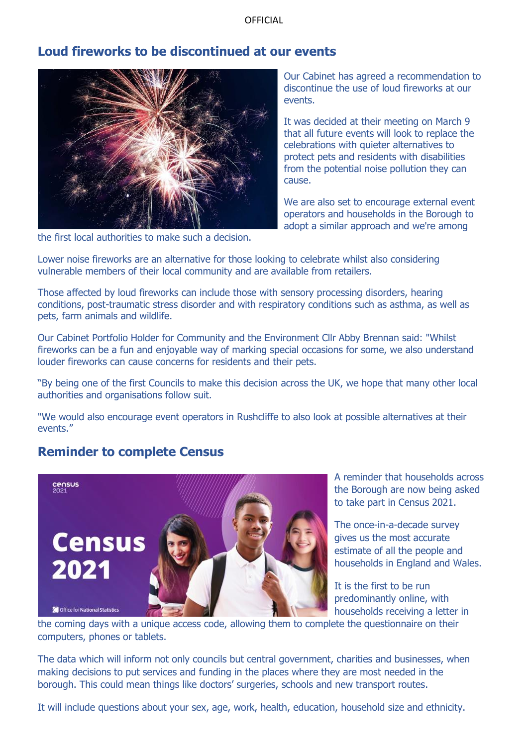## Loud fireworks to be discontinued at our events

Our Cabinet has agreed a recommendation to discontinue the use of loud fireworks at our events.

It was decided at their meeting on March 9 that all future events will look to replace the celebrations with quieter alternatives to protect pets and residents with disabilities from the potential noise pollution they can cause.

We are also set to encourage external event operators and households in the Borough to adopt a similar approach and we're among the first local authorities to make such a decision.

Lower noise fireworks are an alternative for those looking to celebrate whilst also considering vulnerable members of their local community and are available from retailers.

Those affected by loud fireworks can include those with sensory processing disorders, hearing conditions, post-traumatic stress disorder and with respiratory conditions such as asthma, as well as pets, farm animals and wildlife.

Our Cabinet Portfolio Holder for Community and the Environment Cllr Abby Brennan said: "Whilst fireworks can be a fun and enjoyable way of marking special occasions for some, we also understand louder fireworks can cause concerns for residents and their pets.

"By being one of the first Councils to make this decision across the UK, we hope that many other local authorities and organisations follow suit.

"We would also encourage event operators in Rushcliffe to also look at possible alternatives at their events."

## Reminder to complete Census

A reminder that households across the Borough are now being asked to take part in Census 2021.

The once-in-a-decade survey gives us the most accurate estimate of all the people and households in England and Wales.

It is the first to be run predominantly online, with households receiving a letter in the coming days with a unique access code, allowing them to complete the questionnaire on their computers, phones or tablets.

The data which will inform not only councils but central government, charities and businesses, when making decisions to put services and funding in the places where they are most needed in the borough. This could mean things like doctors' surgeries, schools and new transport routes.

It will include questions about your sex, age, work, health, education, household size and ethnicity.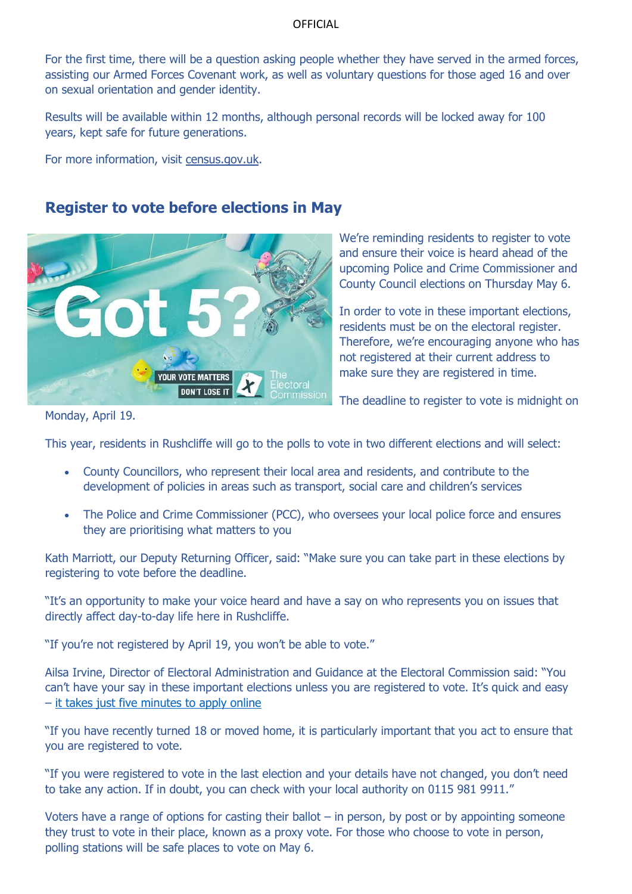For the first time, there will be a question asking people whether they have served in the armed forces, assisting our Armed Forces Covenant work, as well as voluntary questions for those aged 16 and over on sexual orientation and gender identity.

Results will be available within 12 months, although personal records will be locked away for 100 years, kept safe for future generations.

For more information, visit census.gov.uk.

## Register to vote before elections in May

We're reminding residents to register to vote and ensure their voice is heard ahead of the upcoming Police and Crime Commissioner and County Council elections on Thursday May 6.

In order to vote in these important elections, residents must be on the electoral register. Therefore, we're encouraging anyone who has not registered at their current address to make sure they are registered in time.

The deadline to register to vote is midnight on Monday, April 19.

This year, residents in Rushcliffe will go to the polls to vote in two different elections and will select:

- County Councillors, who represent their local area and residents, and contribute to the development of policies in areas such as transport, social care and children's services
- The Police and Crime Commissioner (PCC), who oversees your local police force and ensures they are prioritising what matters to you

Kath Marriott, our Deputy Returning Officer, said: "Make sure you can take part in these elections by registering to vote before the deadline.

"It's an opportunity to make your voice heard and have a say on who represents you on issues that directly affect day-to-day life here in Rushcliffe.

"If you're not registered by April 19, you won't be able to vote."

Ailsa Irvine, Director of Electoral Administration and Guidance at the Electoral Commission said: "You can't have your say in these important elections unless you are registered to vote. It's quick and easy – it takes just five minutes to apply online

"If you have recently turned 18 or moved home, it is particularly important that you act to ensure that you are registered to vote.

"If you were registered to vote in the last election and your details have not changed, you don't need to take any action. If in doubt, you can check with your local authority on 0115 981 9911."

Voters have a range of options for casting their ballot – in person, by post or by appointing someone they trust to vote in their place, known as a proxy vote. For those who choose to vote in person, polling stations will be safe places to vote on May 6.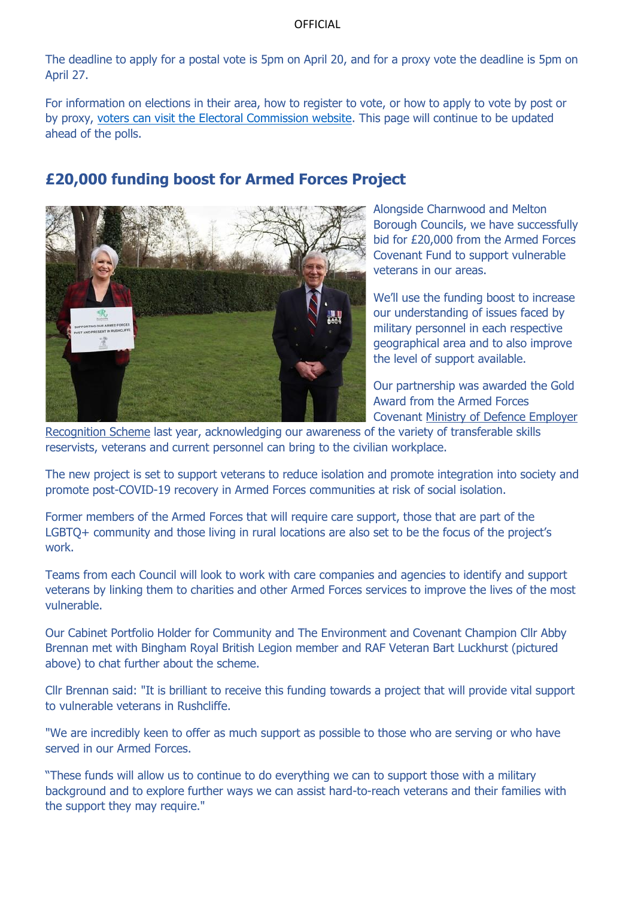The deadline to apply for a postal vote is 5pm on April 20, and for a proxy vote the deadline is 5pm on April 27.

For information on elections in their area, how to register to vote, or how to apply to vote by post or by proxy, voters can visit the Electoral Commission website. This page will continue to be updated ahead of the polls.

## £20,000 funding boost for Armed Forces Project

Alongside Charnwood and Melton Borough Councils, we have successfully bid for £20,000 from the Armed Forces Covenant Fund to support vulnerable veterans in our areas.

We'll use the funding boost to increase our understanding of issues faced by military personnel in each respective geographical area and to also improve the level of support available.

Our partnership was awarded the Gold Award from the Armed Forces Covenant Ministry of Defence Employer Recognition Scheme last year, acknowledging our awareness of the variety of transferable skills reservists, veterans and current personnel can bring to the civilian workplace.

The new project is set to support veterans to reduce isolation and promote integration into society and promote post-COVID-19 recovery in Armed Forces communities at risk of social isolation.

Former members of the Armed Forces that will require care support, those that are part of the LGBTQ+ community and those living in rural locations are also set to be the focus of the project's work.

Teams from each Council will look to work with care companies and agencies to identify and support veterans by linking them to charities and other Armed Forces services to improve the lives of the most vulnerable.

Our Cabinet Portfolio Holder for Community and The Environment and Covenant Champion Cllr Abby Brennan met with Bingham Royal British Legion member and RAF Veteran Bart Luckhurst (pictured above) to chat further about the scheme.

Cllr Brennan said: "It is brilliant to receive this funding towards a project that will provide vital support to vulnerable veterans in Rushcliffe.

"We are incredibly keen to offer as much support as possible to those who are serving or who have served in our Armed Forces.

"These funds will allow us to continue to do everything we can to support those with a military background and to explore further ways we can assist hard-to-reach veterans and their families with the support they may require."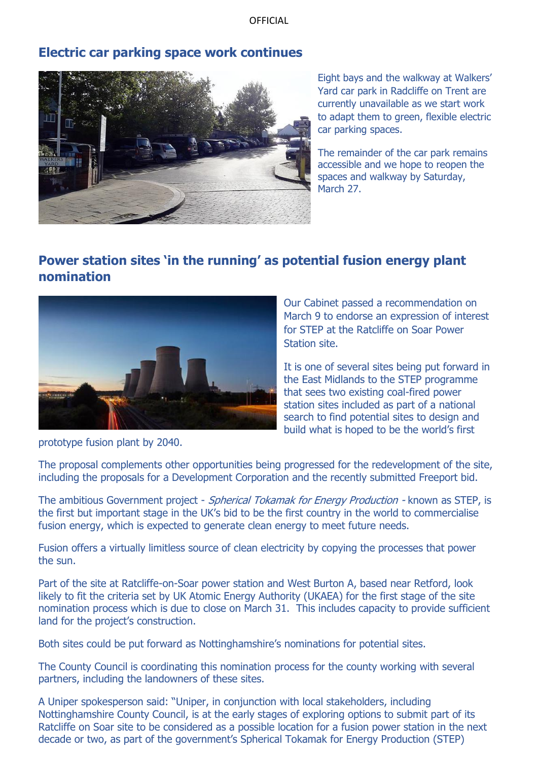## Electric car parking space work continues

Eight bays and the walkway at Walkers' Yard car park in Radcliffe on Trent are currently unavailable as we start work to adapt them to green, flexible electric car parking spaces.

The remainder of the car park remains accessible and we hope to reopen the spaces and walkway by Saturday, March 27.

## Power station sites 'in the running' as potential fusion energy plant nomination

Our Cabinet passed a recommendation on March 9 to endorse an expression of interest for STEP at the Ratcliffe on Soar Power Station site.

It is one of several sites being put forward in the East Midlands to the STEP programme that sees two existing coal-fired power station sites included as part of a national search to find potential sites to design and build what is hoped to be the world's first prototype fusion plant by 2040.

The proposal complements other opportunities being progressed for the redevelopment of the site, including the proposals for a Development Corporation and the recently submitted Freeport bid.

The ambitious Government project - *Spherical Tokamak for Energy Production* - known as STEP, is the first but important stage in the UK's bid to be the first country in the world to commercialise fusion energy, which is expected to generate clean energy to meet future needs.

Fusion offers a virtually limitless source of clean electricity by copying the processes that power the sun.

Part of the site at Ratcliffe-on-Soar power station and West Burton A, based near Retford, look likely to fit the criteria set by UK Atomic Energy Authority (UKAEA) for the first stage of the site nomination process which is due to close on March 31. This includes capacity to provide sufficient land for the project's construction.

Both sites could be put forward as Nottinghamshire's nominations for potential sites.

The County Council is coordinating this nomination process for the county working with several partners, including the landowners of these sites.

A Uniper spokesperson said: "Uniper, in conjunction with local stakeholders, including Nottinghamshire County Council, is at the early stages of exploring options to submit part of its Ratcliffe on Soar site to be considered as a possible location for a fusion power station in the next decade or two, as part of the government's Spherical Tokamak for Energy Production (STEP)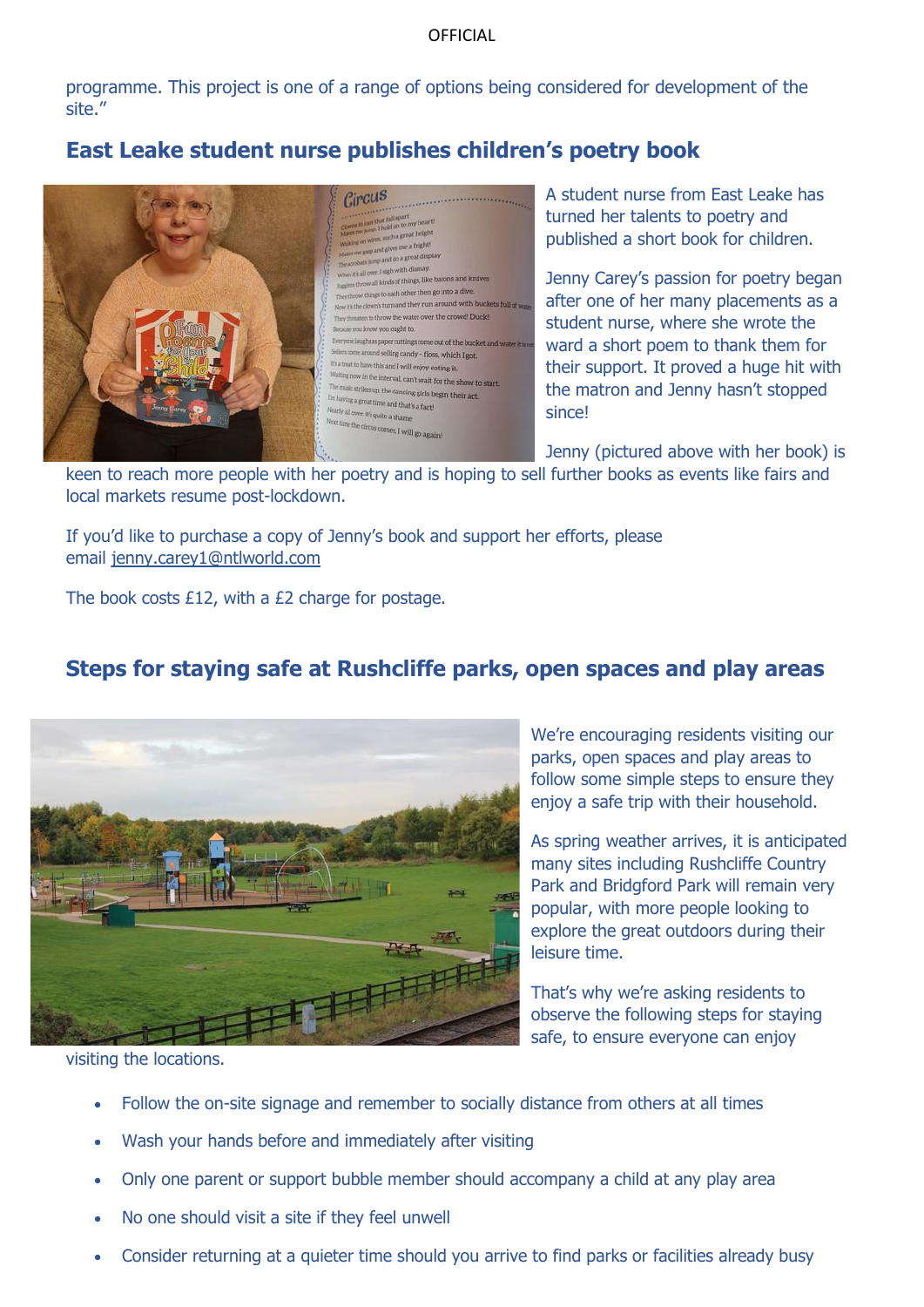programme. This project is one of a range of options being considered for development of the site."

## East Leake student nurse publishes children's poetry book

A student nurse from East Leake has turned her talents to poetry and published a short book for children.

Jenny Carey's passion for poetry began after one of her many placements as a student nurse, where she wrote the ward a short poem to thank them for their support. It proved a huge hit with the matron and Jenny hasn't stopped since!

Jenny (pictured above with her book) is keen to reach more people with her poetry and is hoping to sell further books as events like fairs and local markets resume post-lockdown.

If you'd like to purchase a copy of Jenny's book and support her efforts, please email jenny.carey1@ntlworld.com

The book costs £12, with a £2 charge for postage.

## Steps for staying safe at Rushcliffe parks, open spaces and play areas

We're encouraging residents visiting our parks, open spaces and play areas to follow some simple steps to ensure they enjoy a safe trip with their household.

As spring weather arrives, it is anticipated many sites including Rushcliffe Country Park and Bridgford Park will remain very popular, with more people looking to explore the great outdoors during their leisure time.

That's why we're asking residents to observe the following steps for staying safe, to ensure everyone can enjoy visiting the locations.

- Follow the on-site signage and remember to socially distance from others at all times
- Wash your hands before and immediately after visiting
- Only one parent or support bubble member should accompany a child at any play area
- No one should visit a site if they feel unwell
- Consider returning at a quieter time should you arrive to find parks or facilities already busy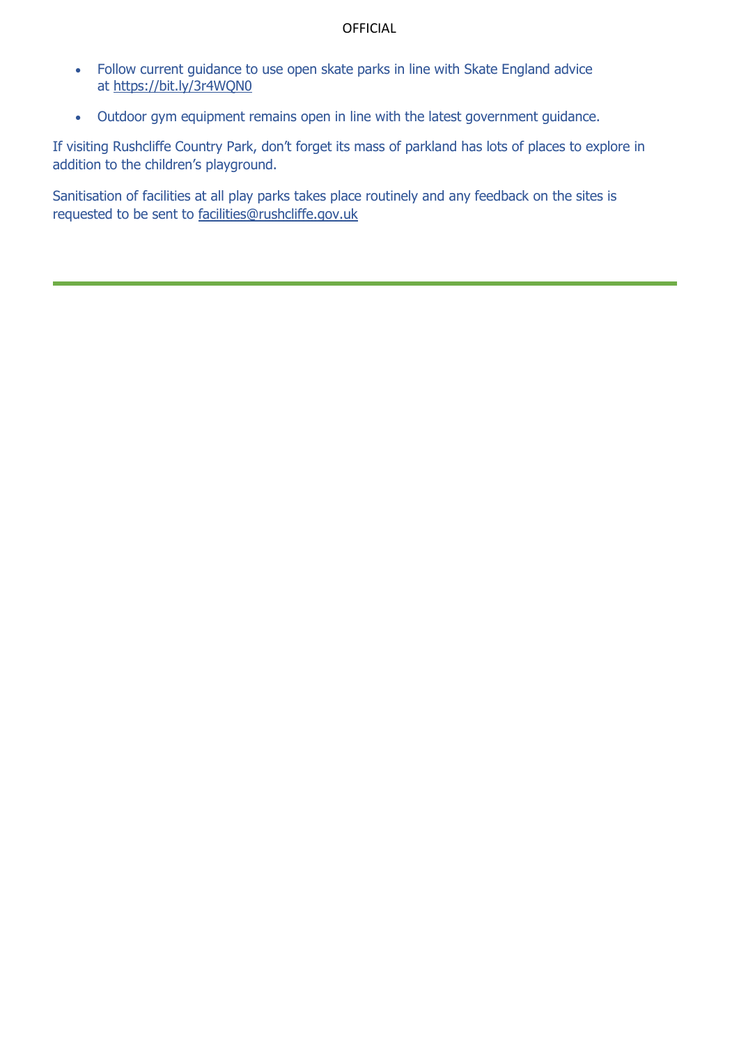- Follow current guidance to use open skate parks in line with Skate England advice at https://bit.ly/3r4WQN0

- Outdoor gym equipment remains open in line with the latest government guidance.

If visiting Rushcliffe Country Park, don't forget its mass of parkland has lots of places to explore in addition to the children's playground.

Sanitisation of facilities at all play parks takes place routinely and any feedback on the sites is requested to be sent to facilities@rushcliffe.gov.uk